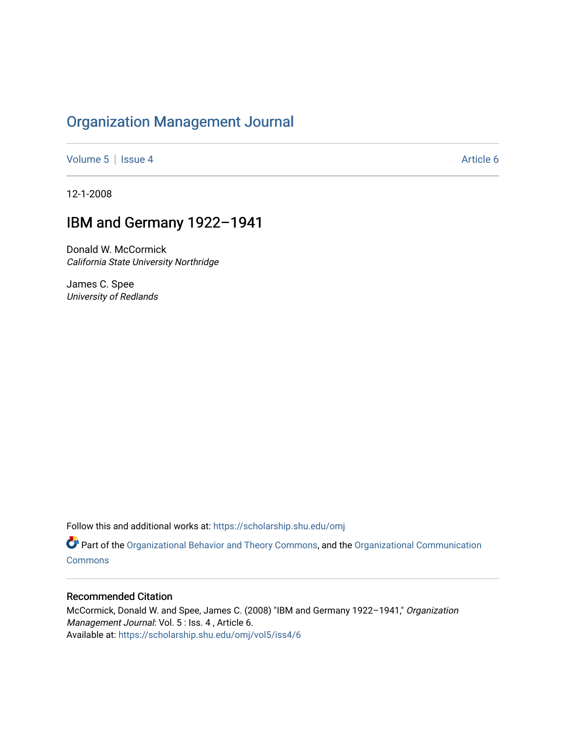# Organization Management Journal

Volume 5 | Issue 4 Article 6

12-1-2008

## IBM and Germany 1922–1941

Donald W. McCormick
*California State University Northridge*

James C. Spee
*University of Redlands*

Follow this and additional works at: https://scholarship.shu.edu/omj

Part of the Organizational Behavior and Theory Commons, and the Organizational Communication Commons

### Recommended Citation

McCormick, Donald W. and Spee, James C. (2008) "IBM and Germany 1922–1941," *Organization Management Journal*: Vol. 5 : Iss. 4 , Article 6.
Available at: https://scholarship.shu.edu/omj/vol5/iss4/6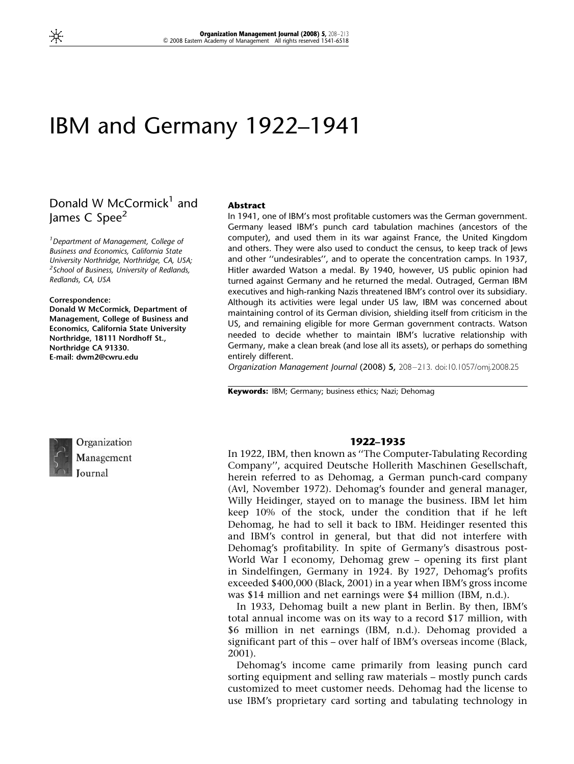// IBM and Germany 1922–1941

Donald W McCormick[1] and James C Spee[2]

[1]Department of Management, College of Business and Economics, California State University Northridge, Northridge, CA, USA; [2]School of Business, University of Redlands, Redlands, CA, USA

**Correspondence:**
**Donald W McCormick, Department of Management, College of Business and Economics, California State University Northridge, 18111 Nordhoff St., Northridge CA 91330.**
**E-mail: dwm2@cwru.edu**

**Abstract**

In 1941, one of IBM's most profitable customers was the German government. Germany leased IBM's punch card tabulation machines (ancestors of the computer), and used them in its war against France, the United Kingdom and others. They were also used to conduct the census, to keep track of Jews and other ''undesirables'', and to operate the concentration camps. In 1937, Hitler awarded Watson a medal. By 1940, however, US public opinion had turned against Germany and he returned the medal. Outraged, German IBM executives and high-ranking Nazis threatened IBM's control over its subsidiary. Although its activities were legal under US law, IBM was concerned about maintaining control of its German division, shielding itself from criticism in the US, and remaining eligible for more German government contracts. Watson needed to decide whether to maintain IBM's lucrative relationship with Germany, make a clean break (and lose all its assets), or perhaps do something entirely different.

*Organization Management Journal* (2008) **5,** 208–213. doi:10.1057/omj.2008.25

**Keywords:** IBM; Germany; business ethics; Nazi; Dehomag

## 1922–1935

In 1922, IBM, then known as ''The Computer-Tabulating Recording Company'', acquired Deutsche Hollerith Maschinen Gesellschaft, herein referred to as Dehomag, a German punch-card company (Avl, November 1972). Dehomag's founder and general manager, Willy Heidinger, stayed on to manage the business. IBM let him keep 10% of the stock, under the condition that if he left Dehomag, he had to sell it back to IBM. Heidinger resented this and IBM's control in general, but that did not interfere with Dehomag's profitability. In spite of Germany's disastrous post-World War I economy, Dehomag grew – opening its first plant in Sindelfingen, Germany in 1924. By 1927, Dehomag's profits exceeded $400,000 (Black, 2001) in a year when IBM's gross income was $14 million and net earnings were $4 million (IBM, n.d.).

In 1933, Dehomag built a new plant in Berlin. By then, IBM's total annual income was on its way to a record $17 million, with $6 million in net earnings (IBM, n.d.). Dehomag provided a significant part of this – over half of IBM's overseas income (Black, 2001).

Dehomag's income came primarily from leasing punch card sorting equipment and selling raw materials – mostly punch cards customized to meet customer needs. Dehomag had the license to use IBM's proprietary card sorting and tabulating technology in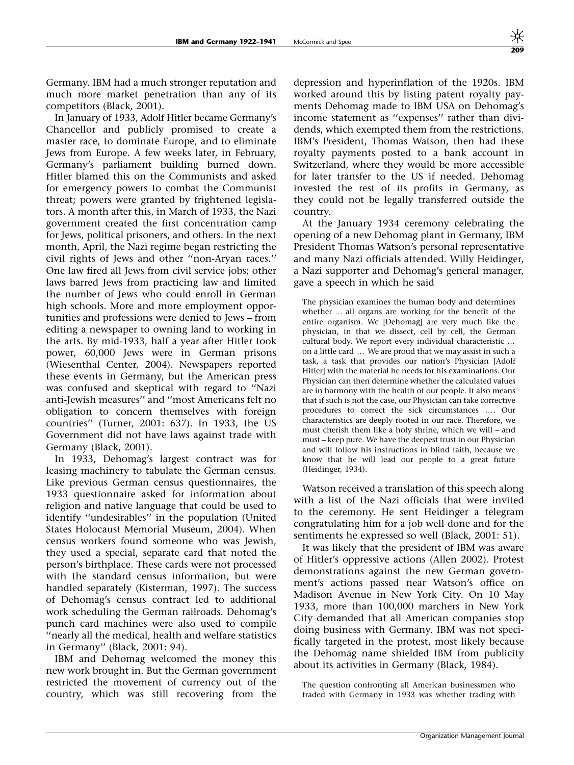Germany. IBM had a much stronger reputation and much more market penetration than any of its competitors (Black, 2001).

In January of 1933, Adolf Hitler became Germany's Chancellor and publicly promised to create a master race, to dominate Europe, and to eliminate Jews from Europe. A few weeks later, in February, Germany's parliament building burned down. Hitler blamed this on the Communists and asked for emergency powers to combat the Communist threat; powers were granted by frightened legislators. A month after this, in March of 1933, the Nazi government created the first concentration camp for Jews, political prisoners, and others. In the next month, April, the Nazi regime began restricting the civil rights of Jews and other ''non-Aryan races.'' One law fired all Jews from civil service jobs; other laws barred Jews from practicing law and limited the number of Jews who could enroll in German high schools. More and more employment opportunities and professions were denied to Jews – from editing a newspaper to owning land to working in the arts. By mid-1933, half a year after Hitler took power, 60,000 Jews were in German prisons (Wiesenthal Center, 2004). Newspapers reported these events in Germany, but the American press was confused and skeptical with regard to ''Nazi anti-Jewish measures'' and ''most Americans felt no obligation to concern themselves with foreign countries'' (Turner, 2001: 637). In 1933, the US Government did not have laws against trade with Germany (Black, 2001).

In 1933, Dehomag's largest contract was for leasing machinery to tabulate the German census. Like previous German census questionnaires, the 1933 questionnaire asked for information about religion and native language that could be used to identify ''undesirables'' in the population (United States Holocaust Memorial Museum, 2004). When census workers found someone who was Jewish, they used a special, separate card that noted the person's birthplace. These cards were not processed with the standard census information, but were handled separately (Kisterman, 1997). The success of Dehomag's census contract led to additional work scheduling the German railroads. Dehomag's punch card machines were also used to compile ''nearly all the medical, health and welfare statistics in Germany'' (Black, 2001: 94).

IBM and Dehomag welcomed the money this new work brought in. But the German government restricted the movement of currency out of the country, which was still recovering from the depression and hyperinflation of the 1920s. IBM worked around this by listing patent royalty payments Dehomag made to IBM USA on Dehomag's income statement as ''expenses'' rather than dividends, which exempted them from the restrictions. IBM's President, Thomas Watson, then had these royalty payments posted to a bank account in Switzerland, where they would be more accessible for later transfer to the US if needed. Dehomag invested the rest of its profits in Germany, as they could not be legally transferred outside the country.

At the January 1934 ceremony celebrating the opening of a new Dehomag plant in Germany, IBM President Thomas Watson's personal representative and many Nazi officials attended. Willy Heidinger, a Nazi supporter and Dehomag's general manager, gave a speech in which he said

> The physician examines the human body and determines whether … all organs are working for the benefit of the entire organism. We [Dehomag] are very much like the physician, in that we dissect, cell by cell, the German cultural body. We report every individual characteristic … on a little card … We are proud that we may assist in such a task, a task that provides our nation's Physician [Adolf Hitler] with the material he needs for his examinations. Our Physician can then determine whether the calculated values are in harmony with the health of our people. It also means that if such is not the case, our Physician can take corrective procedures to correct the sick circumstances …. Our characteristics are deeply rooted in our race. Therefore, we must cherish them like a holy shrine, which we will – and must – keep pure. We have the deepest trust in our Physician and will follow his instructions in blind faith, because we know that he will lead our people to a great future (Heidinger, 1934).

Watson received a translation of this speech along with a list of the Nazi officials that were invited to the ceremony. He sent Heidinger a telegram congratulating him for a job well done and for the sentiments he expressed so well (Black, 2001: 51).

It was likely that the president of IBM was aware of Hitler's oppressive actions (Allen 2002). Protest demonstrations against the new German government's actions passed near Watson's office on Madison Avenue in New York City. On 10 May 1933, more than 100,000 marchers in New York City demanded that all American companies stop doing business with Germany. IBM was not specifically targeted in the protest, most likely because the Dehomag name shielded IBM from publicity about its activities in Germany (Black, 1984).

> The question confronting all American businessmen who traded with Germany in 1933 was whether trading with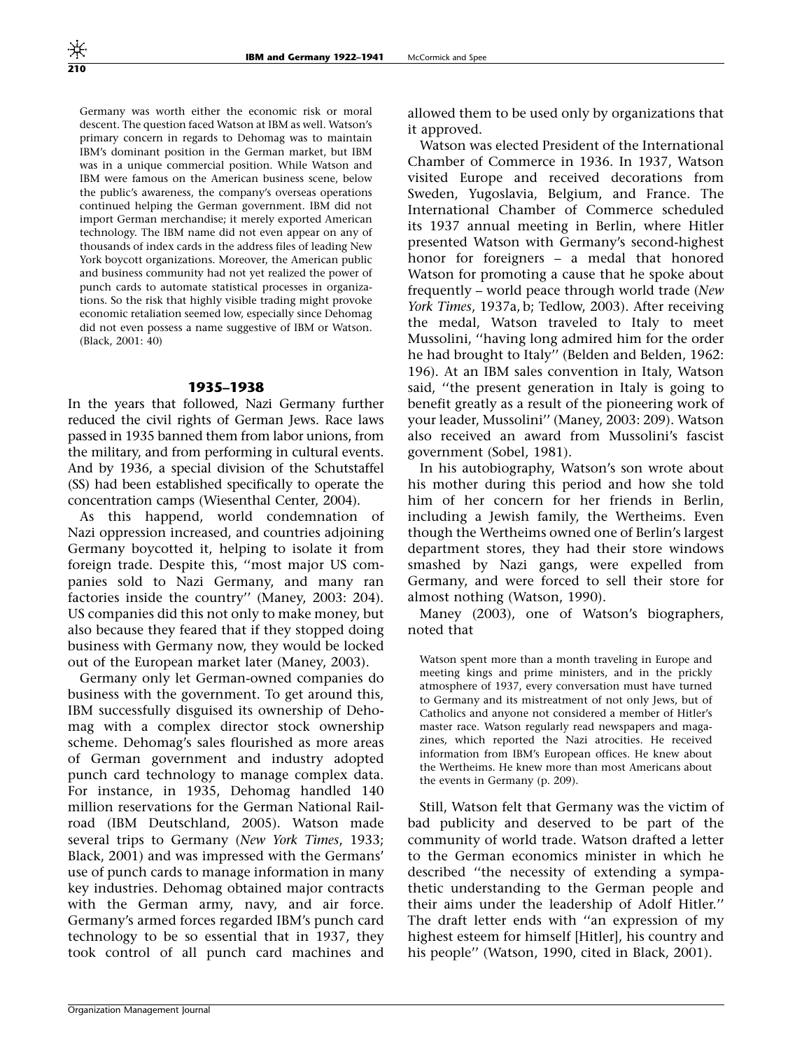> Germany was worth either the economic risk or moral descent. The question faced Watson at IBM as well. Watson's primary concern in regards to Dehomag was to maintain IBM's dominant position in the German market, but IBM was in a unique commercial position. While Watson and IBM were famous on the American business scene, below the public's awareness, the company's overseas operations continued helping the German government. IBM did not import German merchandise; it merely exported American technology. The IBM name did not even appear on any of thousands of index cards in the address files of leading New York boycott organizations. Moreover, the American public and business community had not yet realized the power of punch cards to automate statistical processes in organizations. So the risk that highly visible trading might provoke economic retaliation seemed low, especially since Dehomag did not even possess a name suggestive of IBM or Watson. (Black, 2001: 40)

### 1935–1938

In the years that followed, Nazi Germany further reduced the civil rights of German Jews. Race laws passed in 1935 banned them from labor unions, from the military, and from performing in cultural events. And by 1936, a special division of the Schutstaffel (SS) had been established specifically to operate the concentration camps (Wiesenthal Center, 2004).

As this happend, world condemnation of Nazi oppression increased, and countries adjoining Germany boycotted it, helping to isolate it from foreign trade. Despite this, "most major US companies sold to Nazi Germany, and many ran factories inside the country" (Maney, 2003: 204). US companies did this not only to make money, but also because they feared that if they stopped doing business with Germany now, they would be locked out of the European market later (Maney, 2003).

Germany only let German-owned companies do business with the government. To get around this, IBM successfully disguised its ownership of Dehomag with a complex director stock ownership scheme. Dehomag's sales flourished as more areas of German government and industry adopted punch card technology to manage complex data. For instance, in 1935, Dehomag handled 140 million reservations for the German National Railroad (IBM Deutschland, 2005). Watson made several trips to Germany (*New York Times*, 1933; Black, 2001) and was impressed with the Germans' use of punch cards to manage information in many key industries. Dehomag obtained major contracts with the German army, navy, and air force. Germany's armed forces regarded IBM's punch card technology to be so essential that in 1937, they took control of all punch card machines and allowed them to be used only by organizations that it approved.

Watson was elected President of the International Chamber of Commerce in 1936. In 1937, Watson visited Europe and received decorations from Sweden, Yugoslavia, Belgium, and France. The International Chamber of Commerce scheduled its 1937 annual meeting in Berlin, where Hitler presented Watson with Germany's second-highest honor for foreigners – a medal that honored Watson for promoting a cause that he spoke about frequently – world peace through world trade (*New York Times*, 1937a, b; Tedlow, 2003). After receiving the medal, Watson traveled to Italy to meet Mussolini, "having long admired him for the order he had brought to Italy" (Belden and Belden, 1962: 196). At an IBM sales convention in Italy, Watson said, "the present generation in Italy is going to benefit greatly as a result of the pioneering work of your leader, Mussolini" (Maney, 2003: 209). Watson also received an award from Mussolini's fascist government (Sobel, 1981).

In his autobiography, Watson's son wrote about his mother during this period and how she told him of her concern for her friends in Berlin, including a Jewish family, the Wertheims. Even though the Wertheims owned one of Berlin's largest department stores, they had their store windows smashed by Nazi gangs, were expelled from Germany, and were forced to sell their store for almost nothing (Watson, 1990).

Maney (2003), one of Watson's biographers, noted that

> Watson spent more than a month traveling in Europe and meeting kings and prime ministers, and in the prickly atmosphere of 1937, every conversation must have turned to Germany and its mistreatment of not only Jews, but of Catholics and anyone not considered a member of Hitler's master race. Watson regularly read newspapers and magazines, which reported the Nazi atrocities. He received information from IBM's European offices. He knew about the Wertheims. He knew more than most Americans about the events in Germany (p. 209).

Still, Watson felt that Germany was the victim of bad publicity and deserved to be part of the community of world trade. Watson drafted a letter to the German economics minister in which he described "the necessity of extending a sympathetic understanding to the German people and their aims under the leadership of Adolf Hitler." The draft letter ends with "an expression of my highest esteem for himself [Hitler], his country and his people" (Watson, 1990, cited in Black, 2001).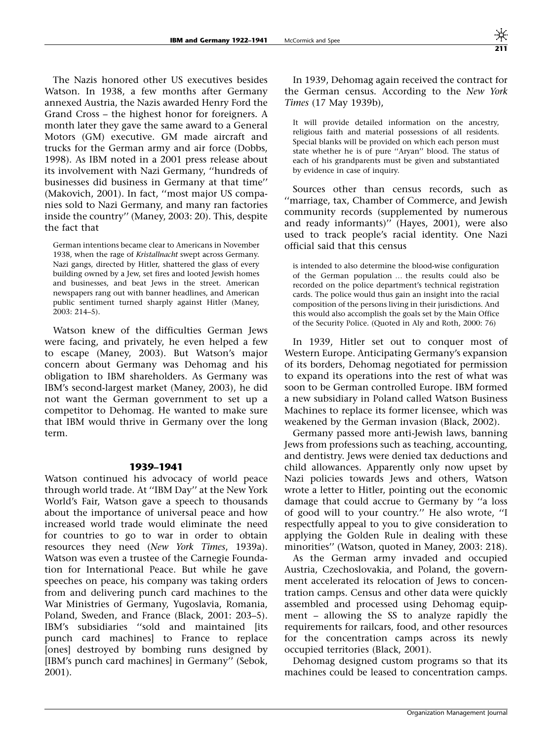The Nazis honored other US executives besides Watson. In 1938, a few months after Germany annexed Austria, the Nazis awarded Henry Ford the Grand Cross – the highest honor for foreigners. A month later they gave the same award to a General Motors (GM) executive. GM made aircraft and trucks for the German army and air force (Dobbs, 1998). As IBM noted in a 2001 press release about its involvement with Nazi Germany, ''hundreds of businesses did business in Germany at that time'' (Makovich, 2001). In fact, ''most major US companies sold to Nazi Germany, and many ran factories inside the country'' (Maney, 2003: 20). This, despite the fact that

> German intentions became clear to Americans in November 1938, when the rage of *Kristallnacht* swept across Germany. Nazi gangs, directed by Hitler, shattered the glass of every building owned by a Jew, set fires and looted Jewish homes and businesses, and beat Jews in the street. American newspapers rang out with banner headlines, and American public sentiment turned sharply against Hitler (Maney, 2003: 214–5).

Watson knew of the difficulties German Jews were facing, and privately, he even helped a few to escape (Maney, 2003). But Watson's major concern about Germany was Dehomag and his obligation to IBM shareholders. As Germany was IBM's second-largest market (Maney, 2003), he did not want the German government to set up a competitor to Dehomag. He wanted to make sure that IBM would thrive in Germany over the long term.

### 1939–1941

Watson continued his advocacy of world peace through world trade. At ''IBM Day'' at the New York World's Fair, Watson gave a speech to thousands about the importance of universal peace and how increased world trade would eliminate the need for countries to go to war in order to obtain resources they need (*New York Times*, 1939a). Watson was even a trustee of the Carnegie Foundation for International Peace. But while he gave speeches on peace, his company was taking orders from and delivering punch card machines to the War Ministries of Germany, Yugoslavia, Romania, Poland, Sweden, and France (Black, 2001: 203–5). IBM's subsidiaries ''sold and maintained [its punch card machines] to France to replace [ones] destroyed by bombing runs designed by [IBM's punch card machines] in Germany'' (Sebok, 2001).

In 1939, Dehomag again received the contract for the German census. According to the *New York Times* (17 May 1939b),

> It will provide detailed information on the ancestry, religious faith and material possessions of all residents. Special blanks will be provided on which each person must state whether he is of pure ''Aryan'' blood. The status of each of his grandparents must be given and substantiated by evidence in case of inquiry.

Sources other than census records, such as ''marriage, tax, Chamber of Commerce, and Jewish community records (supplemented by numerous and ready informants)'' (Hayes, 2001), were also used to track people's racial identity. One Nazi official said that this census

> is intended to also determine the blood-wise configuration of the German population … the results could also be recorded on the police department's technical registration cards. The police would thus gain an insight into the racial composition of the persons living in their jurisdictions. And this would also accomplish the goals set by the Main Office of the Security Police. (Quoted in Aly and Roth, 2000: 76)

In 1939, Hitler set out to conquer most of Western Europe. Anticipating Germany's expansion of its borders, Dehomag negotiated for permission to expand its operations into the rest of what was soon to be German controlled Europe. IBM formed a new subsidiary in Poland called Watson Business Machines to replace its former licensee, which was weakened by the German invasion (Black, 2002).

Germany passed more anti-Jewish laws, banning Jews from professions such as teaching, accounting, and dentistry. Jews were denied tax deductions and child allowances. Apparently only now upset by Nazi policies towards Jews and others, Watson wrote a letter to Hitler, pointing out the economic damage that could accrue to Germany by ''a loss of good will to your country.'' He also wrote, ''I respectfully appeal to you to give consideration to applying the Golden Rule in dealing with these minorities'' (Watson, quoted in Maney, 2003: 218).

As the German army invaded and occupied Austria, Czechoslovakia, and Poland, the government accelerated its relocation of Jews to concentration camps. Census and other data were quickly assembled and processed using Dehomag equipment – allowing the SS to analyze rapidly the requirements for railcars, food, and other resources for the concentration camps across its newly occupied territories (Black, 2001).

Dehomag designed custom programs so that its machines could be leased to concentration camps.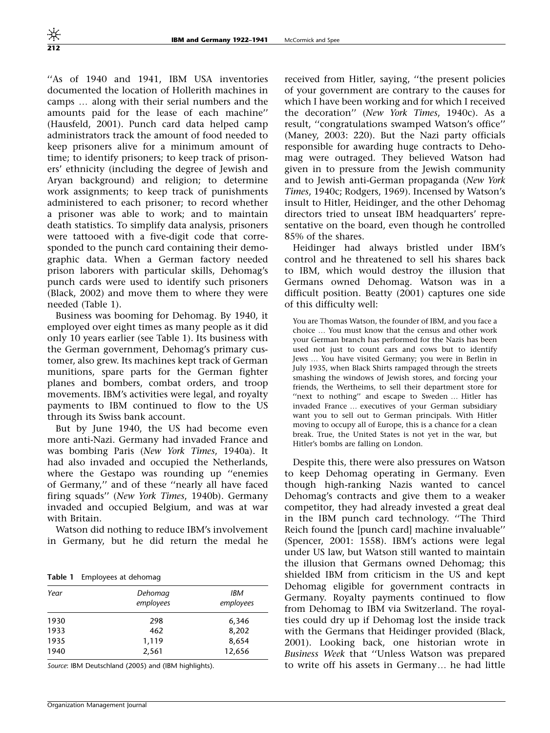"As of 1940 and 1941, IBM USA inventories documented the location of Hollerith machines in camps … along with their serial numbers and the amounts paid for the lease of each machine" (Hausfeld, 2001). Punch card data helped camp administrators track the amount of food needed to keep prisoners alive for a minimum amount of time; to identify prisoners; to keep track of prisoners' ethnicity (including the degree of Jewish and Aryan background) and religion; to determine work assignments; to keep track of punishments administered to each prisoner; to record whether a prisoner was able to work; and to maintain death statistics. To simplify data analysis, prisoners were tattooed with a five-digit code that corresponded to the punch card containing their demographic data. When a German factory needed prison laborers with particular skills, Dehomag's punch cards were used to identify such prisoners (Black, 2002) and move them to where they were needed (Table 1).

Business was booming for Dehomag. By 1940, it employed over eight times as many people as it did only 10 years earlier (see Table 1). Its business with the German government, Dehomag's primary customer, also grew. Its machines kept track of German munitions, spare parts for the German fighter planes and bombers, combat orders, and troop movements. IBM's activities were legal, and royalty payments to IBM continued to flow to the US through its Swiss bank account.

But by June 1940, the US had become even more anti-Nazi. Germany had invaded France and was bombing Paris (*New York Times*, 1940a). It had also invaded and occupied the Netherlands, where the Gestapo was rounding up "enemies of Germany," and of these "nearly all have faced firing squads" (*New York Times*, 1940b). Germany invaded and occupied Belgium, and was at war with Britain.

Watson did nothing to reduce IBM's involvement in Germany, but he did return the medal he received from Hitler, saying, "the present policies of your government are contrary to the causes for which I have been working and for which I received the decoration" (*New York Times*, 1940c). As a result, "congratulations swamped Watson's office" (Maney, 2003: 220). But the Nazi party officials responsible for awarding huge contracts to Dehomag were outraged. They believed Watson had given in to pressure from the Jewish community and to Jewish anti-German propaganda (*New York Times*, 1940c; Rodgers, 1969). Incensed by Watson's insult to Hitler, Heidinger, and the other Dehomag directors tried to unseat IBM headquarters' representative on the board, even though he controlled 85% of the shares.

**Table 1** Employees at dehomag

| Year | Dehomag employees | IBM employees |
|---|---|---|
| 1930 | 298 | 6,346 |
| 1933 | 462 | 8,202 |
| 1935 | 1,119 | 8,654 |
| 1940 | 2,561 | 12,656 |

*Source*: IBM Deutschland (2005) and (IBM highlights).

Heidinger had always bristled under IBM's control and he threatened to sell his shares back to IBM, which would destroy the illusion that Germans owned Dehomag. Watson was in a difficult position. Beatty (2001) captures one side of this difficulty well:

> You are Thomas Watson, the founder of IBM, and you face a choice … You must know that the census and other work your German branch has performed for the Nazis has been used not just to count cars and cows but to identify Jews … You have visited Germany; you were in Berlin in July 1935, when Black Shirts rampaged through the streets smashing the windows of Jewish stores, and forcing your friends, the Wertheims, to sell their department store for "next to nothing" and escape to Sweden … Hitler has invaded France … executives of your German subsidiary want you to sell out to German principals. With Hitler moving to occupy all of Europe, this is a chance for a clean break. True, the United States is not yet in the war, but Hitler's bombs are falling on London.

Despite this, there were also pressures on Watson to keep Dehomag operating in Germany. Even though high-ranking Nazis wanted to cancel Dehomag's contracts and give them to a weaker competitor, they had already invested a great deal in the IBM punch card technology. "The Third Reich found the [punch card] machine invaluable" (Spencer, 2001: 1558). IBM's actions were legal under US law, but Watson still wanted to maintain the illusion that Germans owned Dehomag; this shielded IBM from criticism in the US and kept Dehomag eligible for government contracts in Germany. Royalty payments continued to flow from Dehomag to IBM via Switzerland. The royalties could dry up if Dehomag lost the inside track with the Germans that Heidinger provided (Black, 2001). Looking back, one historian wrote in *Business Week* that "Unless Watson was prepared to write off his assets in Germany… he had little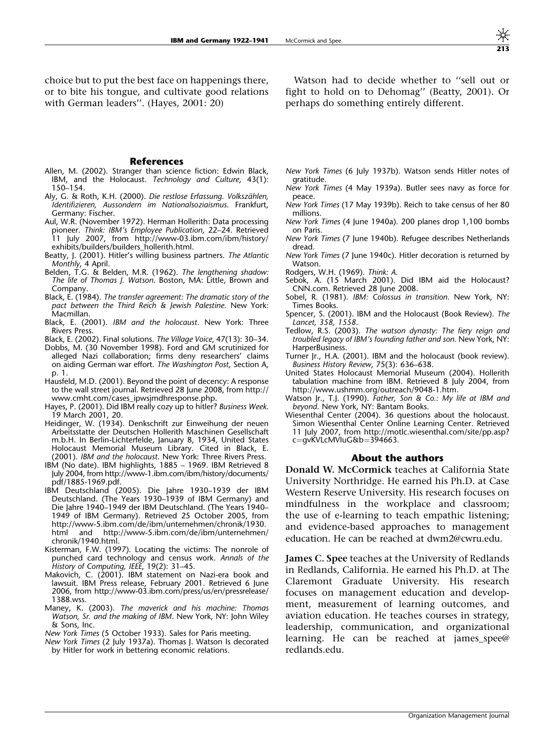choice but to put the best face on happenings there, or to bite his tongue, and cultivate good relations with German leaders''. (Hayes, 2001: 20)

Watson had to decide whether to ''sell out or fight to hold on to Dehomag'' (Beatty, 2001). Or perhaps do something entirely different.

## References

Allen, M. (2002). Stranger than science fiction: Edwin Black, IBM, and the Holocaust. *Technology and Culture*, 43(1): 150–154.

Aly, G. & Roth, K.H. (2000). *Die restlose Erfassung. Volkszählen, Identifizieren, Aussondern im Nationalsoziaismus*. Frankfurt, Germany: Fischer.

Aul, W.R. (November 1972). Herman Hollerith: Data processing pioneer. *Think: IBM's Employee Publication*, 22–24. Retrieved 11 July 2007, from http://www-03.ibm.com/ibm/history/exhibits/builders/builders_hollerith.html.

Beatty, J. (2001). Hitler's willing business partners. *The Atlantic Monthly*, 4 April.

Belden, T.G. & Belden, M.R. (1962). *The lengthening shadow: The life of Thomas J. Watson*. Boston, MA: Little, Brown and Company.

Black, E. (1984). *The transfer agreement: The dramatic story of the pact between the Third Reich & Jewish Palestine*. New York: Macmillan.

Black, E. (2001). *IBM and the holocaust*. New York: Three Rivers Press.

Black, E. (2002). Final solutions. *The Village Voice*, 47(13): 30–34.

Dobbs, M. (30 November 1998). Ford and GM scrutinized for alleged Nazi collaboration; firms deny researchers' claims on aiding German war effort. *The Washington Post*, Section A, p. 1.

Hausfeld, M.D. (2001). Beyond the point of decency: A response to the wall street journal. Retrieved 28 June 2008, from http://www.cmht.com/cases_ipwsjmdhresponse.php.

Hayes, P. (2001). Did IBM really cozy up to hitler? *Business Week*. 19 March 2001, 20.

Heidinger, W. (1934). Denkschrift zur Einweihung der neuen Arbeitsstatte der Deutschen Hollerith Maschinen Gesellschaft m.b.H. In Berlin-Lichterfelde, January 8, 1934, United States Holocaust Memorial Museum Library. Cited in Black, E. (2001). *IBM and the holocaust*. New York: Three Rivers Press.

IBM (No date). IBM highlights, 1885 – 1969. IBM Retrieved 8 July 2004, from http://www-1.ibm.com/ibm/history/documents/pdf/1885-1969.pdf.

IBM Deutschland (2005). Die Jahre 1930–1939 der IBM Deutschland. (The Years 1930–1939 of IBM Germany) and Die Jahre 1940–1949 der IBM Deutschland. (The Years 1940–1949 of IBM Germany). Retrieved 25 October 2005, from http://www-5.ibm.com/de/ibm/unternehmen/chronik/1930.html and http://www-5.ibm.com/de/ibm/unternehmen/chronik/1940.html.

Kisterman, F.W. (1997). Locating the victims: The nonrole of punched card technology and census work. *Annals of the History of Computing, IEEE*, 19(2): 31–45.

Makovich, C. (2001). IBM statement on Nazi-era book and lawsuit. IBM Press release, February 2001. Retrieved 6 June 2006, from http://www-03.ibm.com/press/us/en/pressrelease/1388.wss.

Maney, K. (2003). *The maverick and his machine: Thomas Watson, Sr. and the making of IBM*. New York, NY: John Wiley & Sons, Inc.

*New York Times* (5 October 1933). Sales for Paris meeting.

*New York Times* (2 July 1937a). Thomas J. Watson Is decorated by Hitler for work in bettering economic relations.

*New York Times* (6 July 1937b). Watson sends Hitler notes of gratitude.

*New York Times* (4 May 1939a). Butler sees navy as force for peace.

*New York Times* (17 May 1939b). Reich to take census of her 80 millions.

*New York Times* (4 June 1940a). 200 planes drop 1,100 bombs on Paris.

*New York Times* (7 June 1940b). Refugee describes Netherlands dread.

*New York Times* (7 June 1940c). Hitler decoration is returned by Watson.

Rodgers, W.H. (1969). *Think: A.*

Sebok, A. (15 March 2001). Did IBM aid the Holocaust? CNN.com. Retrieved 28 June 2008.

Sobel, R. (1981). *IBM: Colossus in transition*. New York, NY: Times Books.

Spencer, S. (2001). IBM and the Holocaust (Book Review). *The Lancet, 358, 1558*.

Tedlow, R.S. (2003). *The watson dynasty: The fiery reign and troubled legacy of IBM's founding father and son*. New York, NY: HarperBusiness.

Turner Jr., H.A. (2001). IBM and the holocaust (book review). *Business History Review*, 75(3): 636–638.

United States Holocaust Memorial Museum (2004). Hollerith tabulation machine from IBM. Retrieved 8 July 2004, from http://www.ushmm.org/outreach/9048-1.htm.

Watson Jr., T.J. (1990). *Father, Son & Co.: My life at IBM and beyond*. New York, NY: Bantam Books.

Wiesenthal Center (2004). 36 questions about the holocaust. Simon Wiesenthal Center Online Learning Center. Retrieved 11 July 2007, from http://motlc.wiesenthal.com/site/pp.asp?c=gvKVLcMVIuG&b=394663.

## About the authors

**Donald W. McCormick** teaches at California State University Northridge. He earned his Ph.D. at Case Western Reserve University. His research focuses on mindfulness in the workplace and classroom; the use of e-learning to teach empathic listening; and evidence-based approaches to management education. He can be reached at dwm2@cwru.edu.

**James C. Spee** teaches at the University of Redlands in Redlands, California. He earned his Ph.D. at The Claremont Graduate University. His research focuses on management education and development, measurement of learning outcomes, and aviation education. He teaches courses in strategy, leadership, communication, and organizational learning. He can be reached at james_spee@redlands.edu.